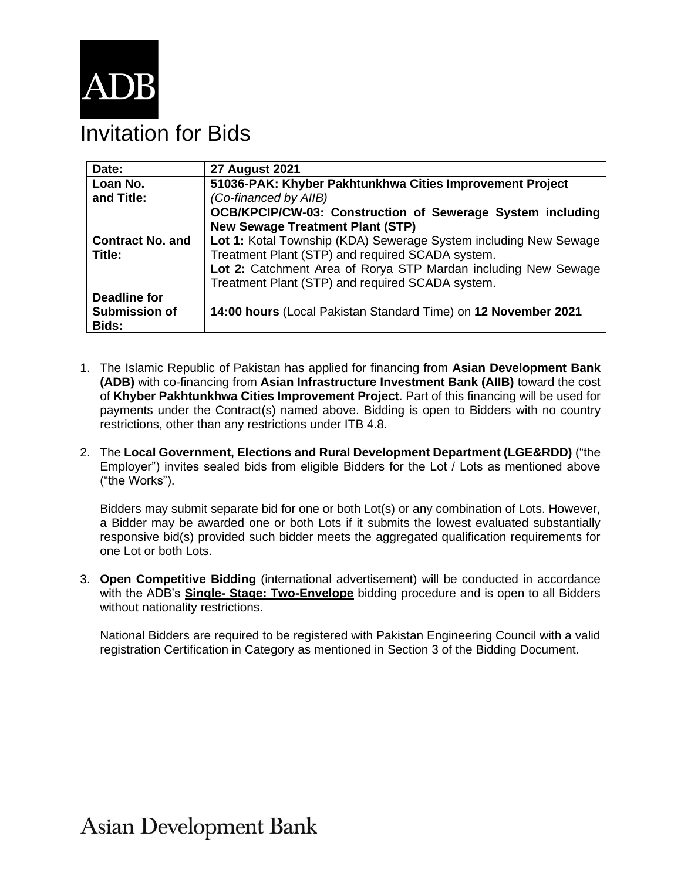ADB

# Invitation for Bids

| Date: | **27 August 2021** |
|---|---|
| Loan No. and Title: | **51036-PAK: Khyber Pakhtunkhwa Cities Improvement Project** *(Co-financed by AIIB)* |
| Contract No. and Title: | **OCB/KPCIP/CW-03: Construction of Sewerage System including New Sewage Treatment Plant (STP)** **Lot 1:** Kotal Township (KDA) Sewerage System including New Sewage Treatment Plant (STP) and required SCADA system. **Lot 2:** Catchment Area of Rorya STP Mardan including New Sewage Treatment Plant (STP) and required SCADA system. |
| Deadline for Submission of Bids: | **14:00 hours** (Local Pakistan Standard Time) on **12 November 2021** |

1. The Islamic Republic of Pakistan has applied for financing from **Asian Development Bank (ADB)** with co-financing from **Asian Infrastructure Investment Bank (AIIB)** toward the cost of **Khyber Pakhtunkhwa Cities Improvement Project**. Part of this financing will be used for payments under the Contract(s) named above. Bidding is open to Bidders with no country restrictions, other than any restrictions under ITB 4.8.

2. The **Local Government, Elections and Rural Development Department (LGE&RDD)** ("the Employer") invites sealed bids from eligible Bidders for the Lot / Lots as mentioned above ("the Works").

   Bidders may submit separate bid for one or both Lot(s) or any combination of Lots. However, a Bidder may be awarded one or both Lots if it submits the lowest evaluated substantially responsive bid(s) provided such bidder meets the aggregated qualification requirements for one Lot or both Lots.

3. **Open Competitive Bidding** (international advertisement) will be conducted in accordance with the ADB's **Single- Stage: Two-Envelope** bidding procedure and is open to all Bidders without nationality restrictions.

   National Bidders are required to be registered with Pakistan Engineering Council with a valid registration Certification in Category as mentioned in Section 3 of the Bidding Document.

Asian Development Bank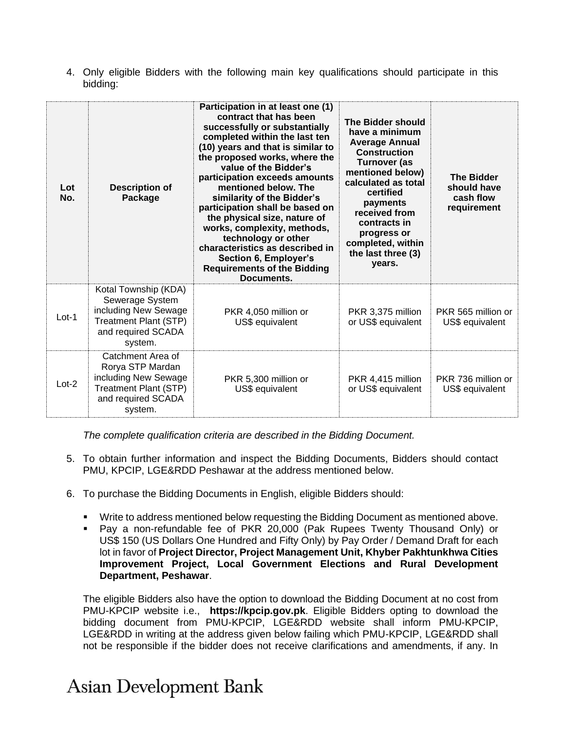4. Only eligible Bidders with the following main key qualifications should participate in this bidding:

| Lot No. | Description of Package | Participation in at least one (1) contract that has been successfully or substantially completed within the last ten (10) years and that is similar to the proposed works, where the value of the Bidder's participation exceeds amounts mentioned below. The similarity of the Bidder's participation shall be based on the physical size, nature of works, complexity, methods, technology or other characteristics as described in Section 6, Employer's Requirements of the Bidding Documents. | The Bidder should have a minimum Average Annual Construction Turnover (as mentioned below) calculated as total certified payments received from contracts in progress or completed, within the last three (3) years. | The Bidder should have cash flow requirement |
|---|---|---|---|---|
| Lot-1 | Kotal Township (KDA) Sewerage System including New Sewage Treatment Plant (STP) and required SCADA system. | PKR 4,050 million or US$ equivalent | PKR 3,375 million or US$ equivalent | PKR 565 million or US$ equivalent |
| Lot-2 | Catchment Area of Rorya STP Mardan including New Sewage Treatment Plant (STP) and required SCADA system. | PKR 5,300 million or US$ equivalent | PKR 4,415 million or US$ equivalent | PKR 736 million or US$ equivalent |

*The complete qualification criteria are described in the Bidding Document.*

5. To obtain further information and inspect the Bidding Documents, Bidders should contact PMU, KPCIP, LGE&RDD Peshawar at the address mentioned below.

6. To purchase the Bidding Documents in English, eligible Bidders should:

   - Write to address mentioned below requesting the Bidding Document as mentioned above.
   - Pay a non-refundable fee of PKR 20,000 (Pak Rupees Twenty Thousand Only) or US$ 150 (US Dollars One Hundred and Fifty Only) by Pay Order / Demand Draft for each lot in favor of **Project Director, Project Management Unit, Khyber Pakhtunkhwa Cities Improvement Project, Local Government Elections and Rural Development Department, Peshawar**.

   The eligible Bidders also have the option to download the Bidding Document at no cost from PMU-KPCIP website i.e., **https://kpcip.gov.pk**. Eligible Bidders opting to download the bidding document from PMU-KPCIP, LGE&RDD website shall inform PMU-KPCIP, LGE&RDD in writing at the address given below failing which PMU-KPCIP, LGE&RDD shall not be responsible if the bidder does not receive clarifications and amendments, if any. In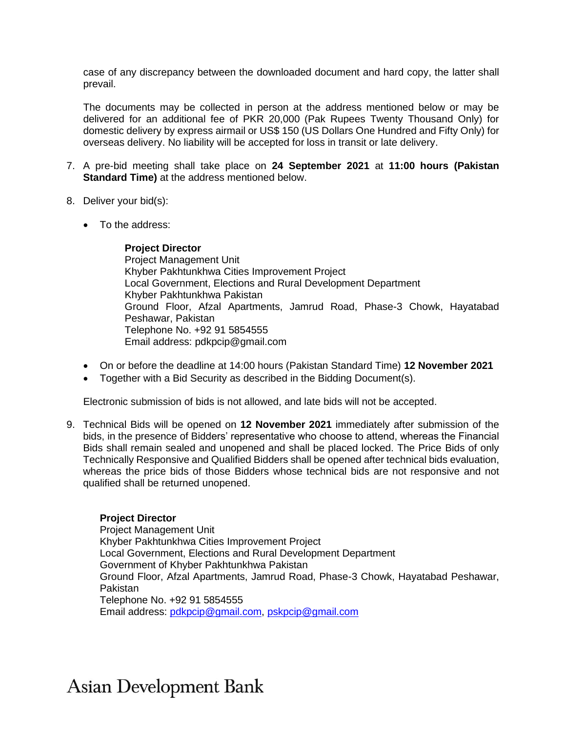case of any discrepancy between the downloaded document and hard copy, the latter shall prevail.

The documents may be collected in person at the address mentioned below or may be delivered for an additional fee of PKR 20,000 (Pak Rupees Twenty Thousand Only) for domestic delivery by express airmail or US$ 150 (US Dollars One Hundred and Fifty Only) for overseas delivery. No liability will be accepted for loss in transit or late delivery.

7. A pre-bid meeting shall take place on **24 September 2021** at **11:00 hours (Pakistan Standard Time)** at the address mentioned below.

8. Deliver your bid(s):

   - To the address:

     **Project Director**
     Project Management Unit
     Khyber Pakhtunkhwa Cities Improvement Project
     Local Government, Elections and Rural Development Department
     Khyber Pakhtunkhwa Pakistan
     Ground Floor, Afzal Apartments, Jamrud Road, Phase-3 Chowk, Hayatabad Peshawar, Pakistan
     Telephone No. +92 91 5854555
     Email address: pdkpcip@gmail.com

   - On or before the deadline at 14:00 hours (Pakistan Standard Time) **12 November 2021**
   - Together with a Bid Security as described in the Bidding Document(s).

   Electronic submission of bids is not allowed, and late bids will not be accepted.

9. Technical Bids will be opened on **12 November 2021** immediately after submission of the bids, in the presence of Bidders' representative who choose to attend, whereas the Financial Bids shall remain sealed and unopened and shall be placed locked. The Price Bids of only Technically Responsive and Qualified Bidders shall be opened after technical bids evaluation, whereas the price bids of those Bidders whose technical bids are not responsive and not qualified shall be returned unopened.

**Project Director**
Project Management Unit
Khyber Pakhtunkhwa Cities Improvement Project
Local Government, Elections and Rural Development Department
Government of Khyber Pakhtunkhwa Pakistan
Ground Floor, Afzal Apartments, Jamrud Road, Phase-3 Chowk, Hayatabad Peshawar, Pakistan
Telephone No. +92 91 5854555
Email address: pdkpcip@gmail.com, pskpcip@gmail.com